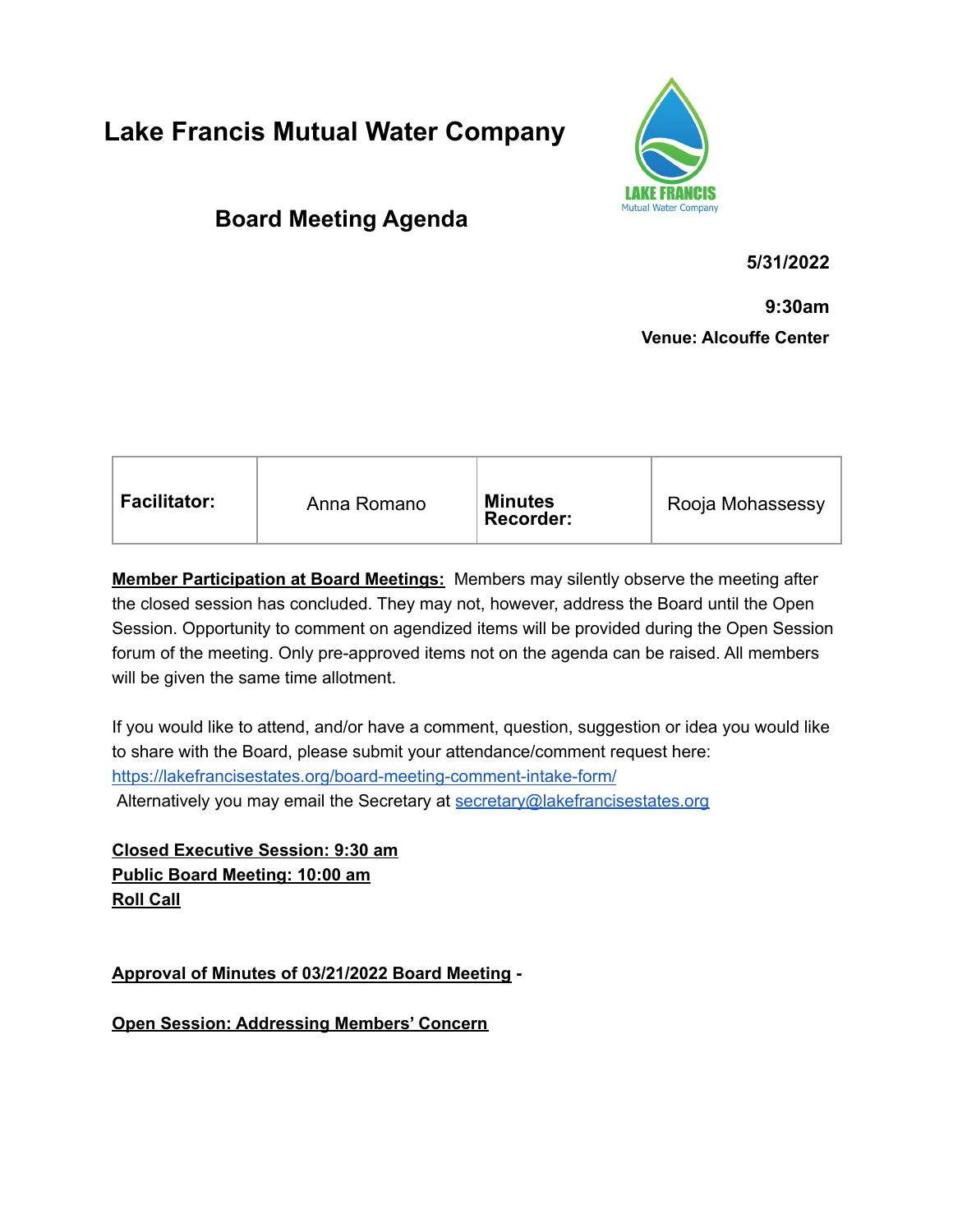# Lake Francis Mutual Water Company

## Board Meeting Agenda

**5/31/2022**

**9:30am**

**Venue: Alcouffe Center**

| **Facilitator:** | Anna Romano | **Minutes Recorder:** | Rooja Mohassessy |
|---|---|---|---|

**Member Participation at Board Meetings:** Members may silently observe the meeting after the closed session has concluded. They may not, however, address the Board until the Open Session. Opportunity to comment on agendized items will be provided during the Open Session forum of the meeting. Only pre-approved items not on the agenda can be raised. All members will be given the same time allotment.

If you would like to attend, and/or have a comment, question, suggestion or idea you would like to share with the Board, please submit your attendance/comment request here: https://lakefrancisestates.org/board-meeting-comment-intake-form/
Alternatively you may email the Secretary at secretary@lakefrancisestates.org

**Closed Executive Session: 9:30 am**
**Public Board Meeting: 10:00 am**
**Roll Call**

**Approval of Minutes of 03/21/2022 Board Meeting -**

**Open Session: Addressing Members' Concern**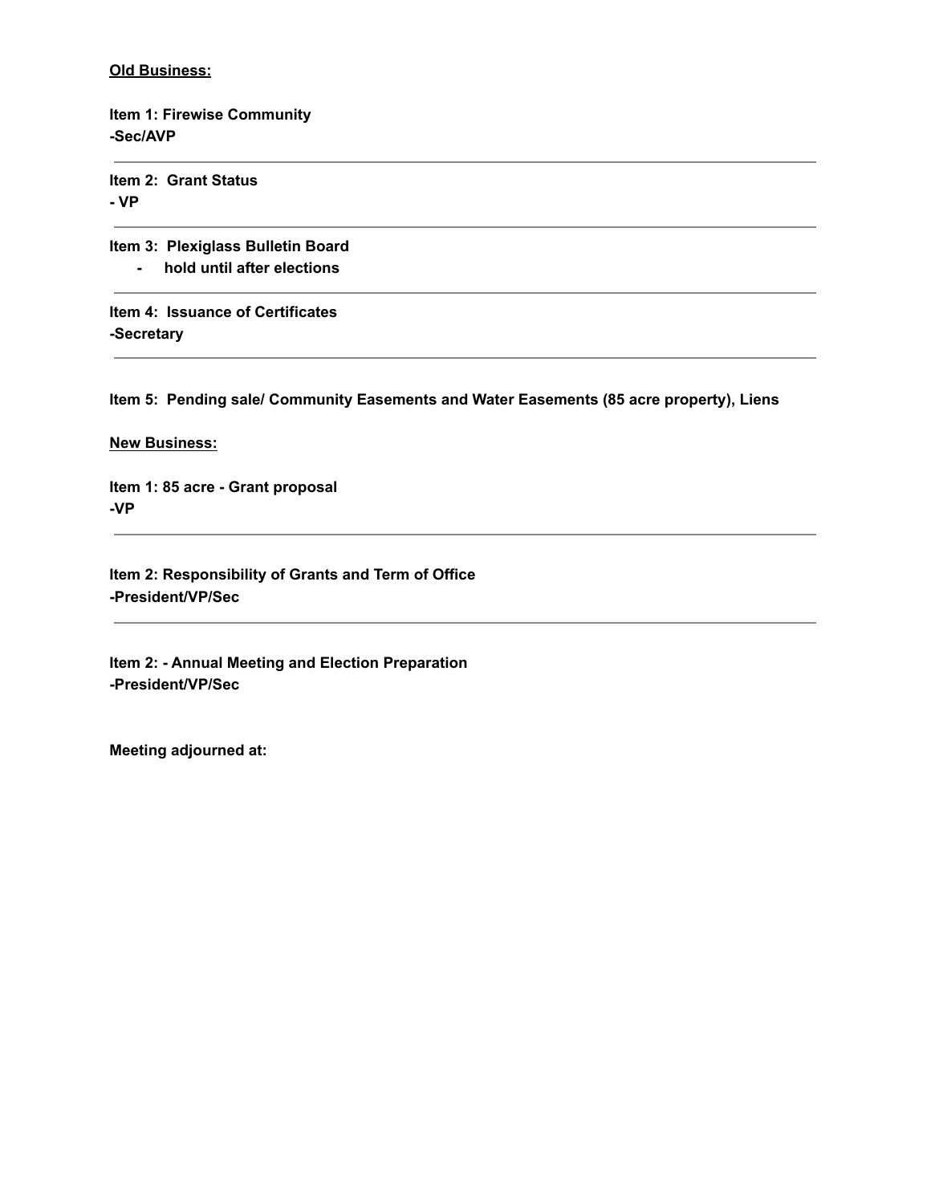**Old Business:**

**Item 1: Firewise Community**
**-Sec/AVP**

---

**Item 2: Grant Status**
**- VP**

---

**Item 3: Plexiglass Bulletin Board**

- **hold until after elections**

---

**Item 4: Issuance of Certificates**
**-Secretary**

---

**Item 5: Pending sale/ Community Easements and Water Easements (85 acre property), Liens**

**New Business:**

**Item 1: 85 acre - Grant proposal**
**-VP**

---

**Item 2: Responsibility of Grants and Term of Office**
**-President/VP/Sec**

---

**Item 2: - Annual Meeting and Election Preparation**
**-President/VP/Sec**

**Meeting adjourned at:**